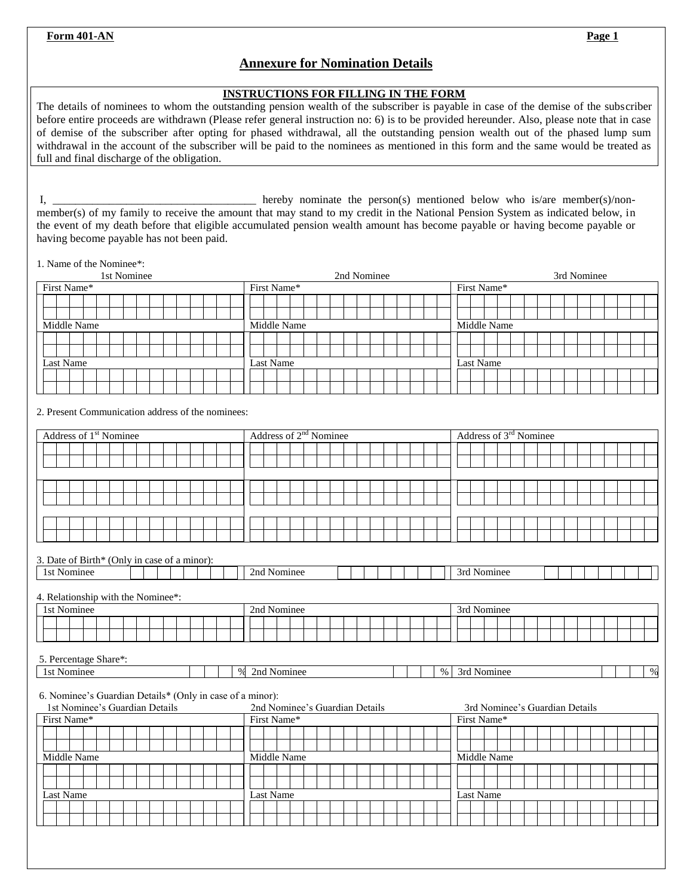**Form 401-AN**

# Annexure for Nomination Details

## INSTRUCTIONS FOR FILLING IN THE FORM

The details of nominees to whom the outstanding pension wealth of the subscriber is payable in case of the demise of the subscriber before entire proceeds are withdrawn (Please refer general instruction no: 6) is to be provided hereunder. Also, please note that in case of demise of the subscriber after opting for phased withdrawal, all the outstanding pension wealth out of the phased lump sum withdrawal in the account of the subscriber will be paid to the nominees as mentioned in this form and the same would be treated as full and final discharge of the obligation.

I, ____________________________________ hereby nominate the person(s) mentioned below who is/are member(s)/non-member(s) of my family to receive the amount that may stand to my credit in the National Pension System as indicated below, in the event of my death before that eligible accumulated pension wealth amount has become payable or having become payable or having become payable has not been paid.

1. Name of the Nominee*:

| 1st Nominee | 2nd Nominee | 3rd Nominee |
|---|---|---|
| First Name* | First Name* | First Name* |
| | | |
| Middle Name | Middle Name | Middle Name |
| | | |
| Last Name | Last Name | Last Name |
| | | |

2. Present Communication address of the nominees:

| Address of 1st Nominee | Address of 2nd Nominee | Address of 3rd Nominee |
|---|---|---|
| | | |
| | | |
| | | |

3. Date of Birth* (Only in case of a minor):

| 1st Nominee | | 2nd Nominee | | 3rd Nominee | |
|---|---|---|---|---|---|
| | | | | | |

4. Relationship with the Nominee*:

| 1st Nominee | 2nd Nominee | 3rd Nominee |
|---|---|---|
| | | |

5. Percentage Share*:

| 1st Nominee | % | 2nd Nominee | % | 3rd Nominee | % |
|---|---|---|---|---|---|
| | | | | | |

6. Nominee's Guardian Details* (Only in case of a minor):

| 1st Nominee's Guardian Details | 2nd Nominee's Guardian Details | 3rd Nominee's Guardian Details |
|---|---|---|
| First Name* | First Name* | First Name* |
| | | |
| Middle Name | Middle Name | Middle Name |
| | | |
| Last Name | Last Name | Last Name |
| | | |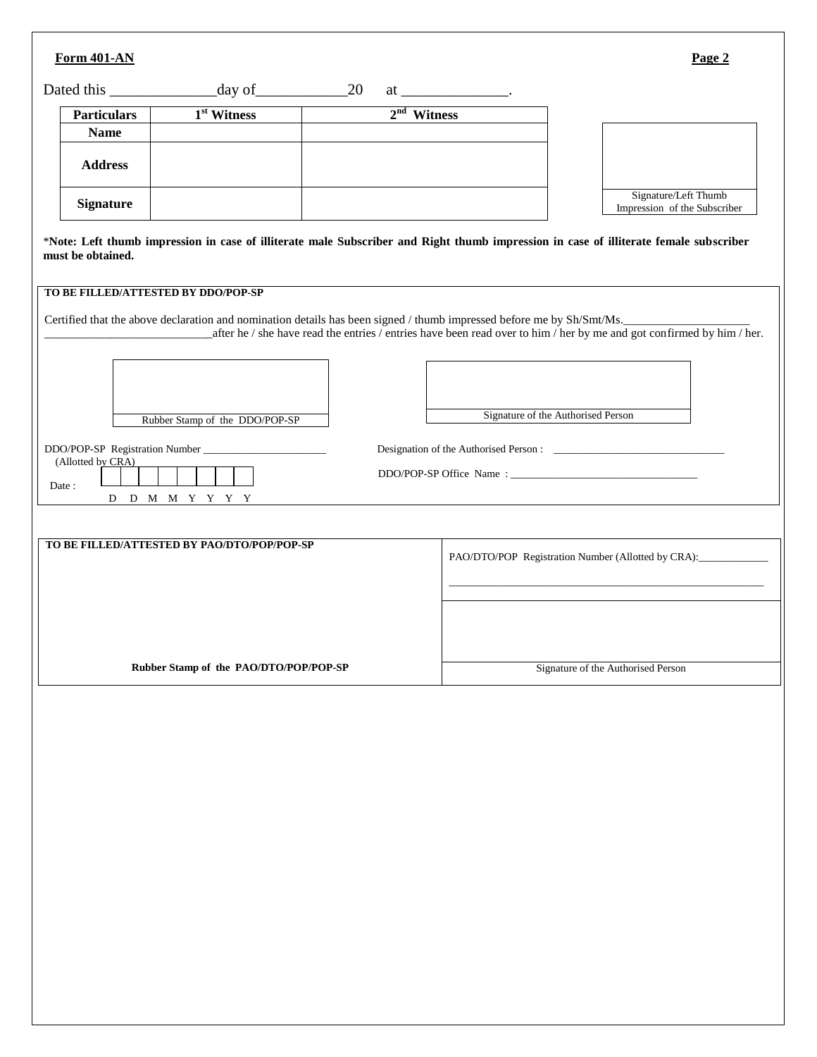**Form 401-AN**

Dated this ______________day of____________20 at ______________.

| Particulars | 1st Witness | 2nd Witness |
|---|---|---|
| **Name** | | |
| **Address** | | |
| **Signature** | | |

Signature/Left Thumb Impression of the Subscriber

*__Note: Left thumb impression in case of illiterate male Subscriber and Right thumb impression in case of illiterate female subscriber must be obtained.__

**TO BE FILLED/ATTESTED BY DDO/POP-SP**

Certified that the above declaration and nomination details has been signed / thumb impressed before me by Sh/Smt/Ms.______________________ ____________________________after he / she have read the entries / entries have been read over to him / her by me and got confirmed by him / her.

Rubber Stamp of the DDO/POP-SP

Signature of the Authorised Person

DDO/POP-SP Registration Number _______________________ (Allotted by CRA)

Designation of the Authorised Person : ________________________________

DDO/POP-SP Office Name : __________________________________

Date : D D M M Y Y Y Y

**TO BE FILLED/ATTESTED BY PAO/DTO/POP/POP-SP**

PAO/DTO/POP Registration Number (Allotted by CRA):_____________ ___________________________________________________________

**Rubber Stamp of the PAO/DTO/POP/POP-SP**

Signature of the Authorised Person